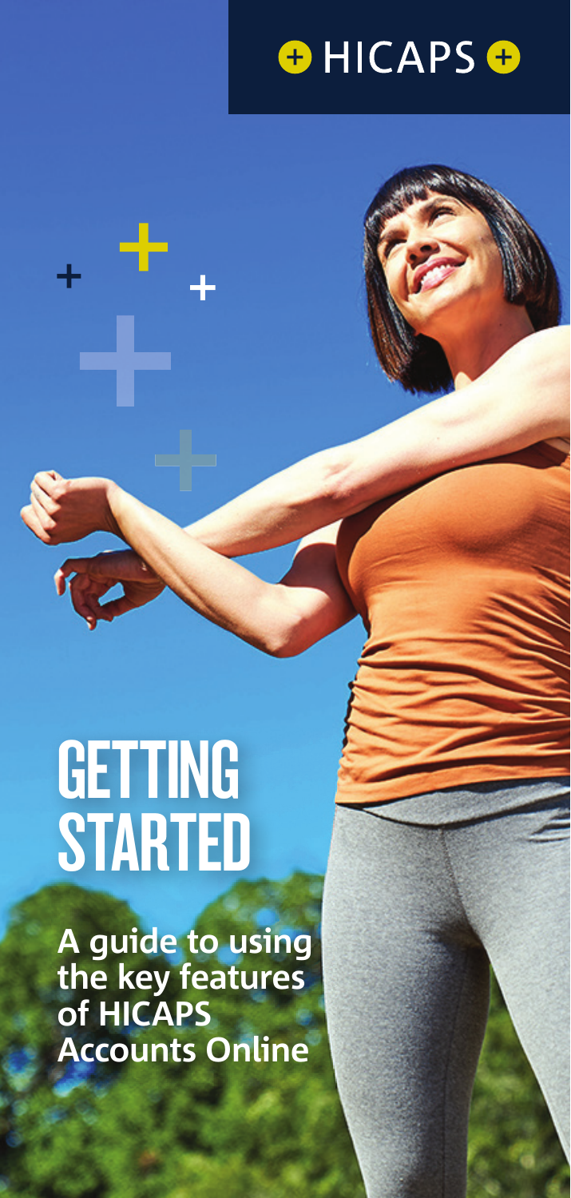HICAPS

# GETTING STARTED

**A guide to using the key features of HICAPS Accounts Online**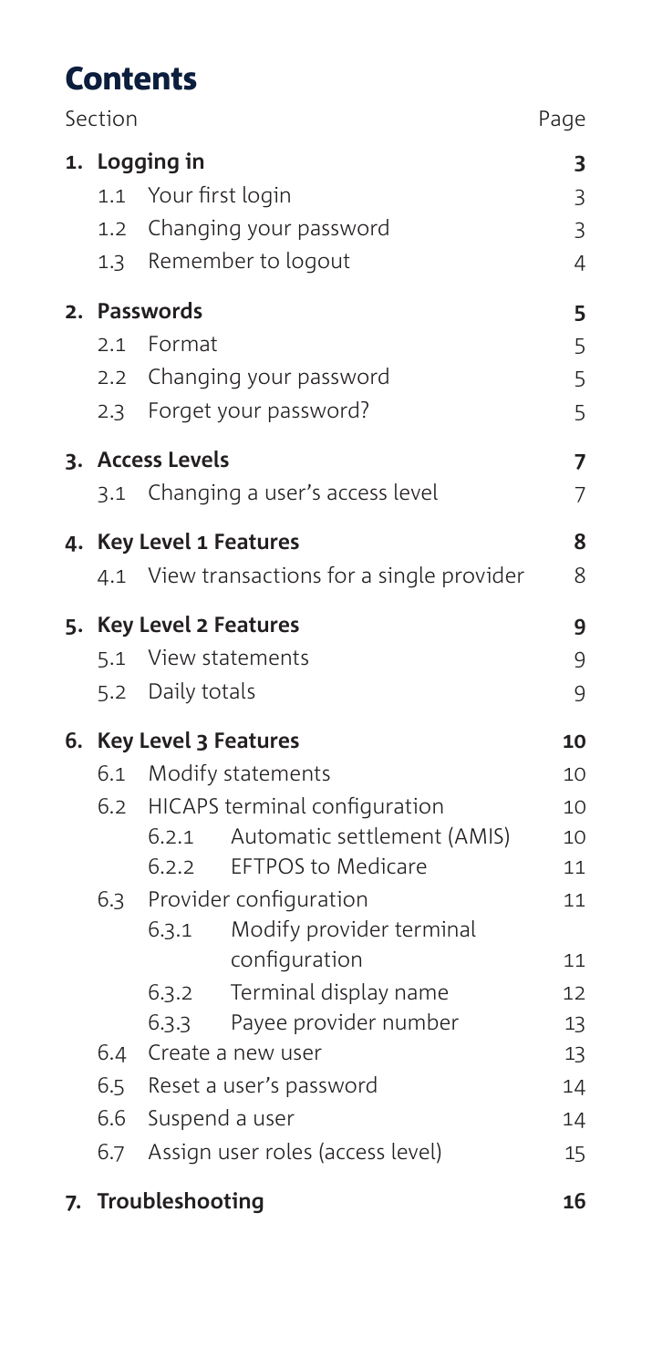# Contents

| Section | | | | Page |
|---|---|---|---|---|
| **1.** | **Logging in** | | | **3** |
| | 1.1 | Your first login | | 3 |
| | 1.2 | Changing your password | | 3 |
| | 1.3 | Remember to logout | | 4 |
| **2.** | **Passwords** | | | **5** |
| | 2.1 | Format | | 5 |
| | 2.2 | Changing your password | | 5 |
| | 2.3 | Forget your password? | | 5 |
| **3.** | **Access Levels** | | | **7** |
| | 3.1 | Changing a user's access level | | 7 |
| **4.** | **Key Level 1 Features** | | | **8** |
| | 4.1 | View transactions for a single provider | | 8 |
| **5.** | **Key Level 2 Features** | | | **9** |
| | 5.1 | View statements | | 9 |
| | 5.2 | Daily totals | | 9 |
| **6.** | **Key Level 3 Features** | | | **10** |
| | 6.1 | Modify statements | | 10 |
| | 6.2 | HICAPS terminal configuration | | 10 |
| | | 6.2.1 | Automatic settlement (AMIS) | 10 |
| | | 6.2.2 | EFTPOS to Medicare | 11 |
| | 6.3 | Provider configuration | | 11 |
| | | 6.3.1 | Modify provider terminal configuration | 11 |
| | | 6.3.2 | Terminal display name | 12 |
| | | 6.3.3 | Payee provider number | 13 |
| | 6.4 | Create a new user | | 13 |
| | 6.5 | Reset a user's password | | 14 |
| | 6.6 | Suspend a user | | 14 |
| | 6.7 | Assign user roles (access level) | | 15 |
| **7.** | **Troubleshooting** | | | **16** |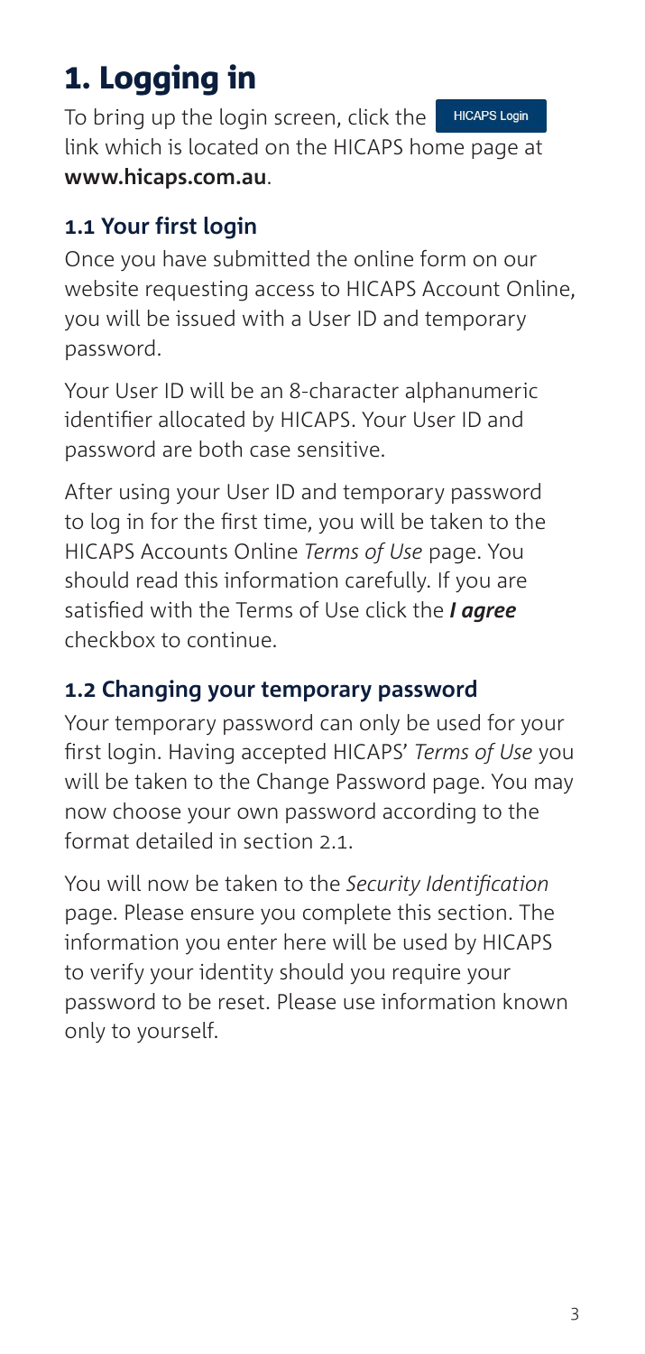# 1. Logging in

To bring up the login screen, click the HICAPS Login link which is located on the HICAPS home page at **www.hicaps.com.au**.

## 1.1 Your first login

Once you have submitted the online form on our website requesting access to HICAPS Account Online, you will be issued with a User ID and temporary password.

Your User ID will be an 8-character alphanumeric identifier allocated by HICAPS. Your User ID and password are both case sensitive.

After using your User ID and temporary password to log in for the first time, you will be taken to the HICAPS Accounts Online *Terms of Use* page. You should read this information carefully. If you are satisfied with the Terms of Use click the ***I agree*** checkbox to continue.

## 1.2 Changing your temporary password

Your temporary password can only be used for your first login. Having accepted HICAPS' *Terms of Use* you will be taken to the Change Password page. You may now choose your own password according to the format detailed in section 2.1.

You will now be taken to the *Security Identification* page. Please ensure you complete this section. The information you enter here will be used by HICAPS to verify your identity should you require your password to be reset. Please use information known only to yourself.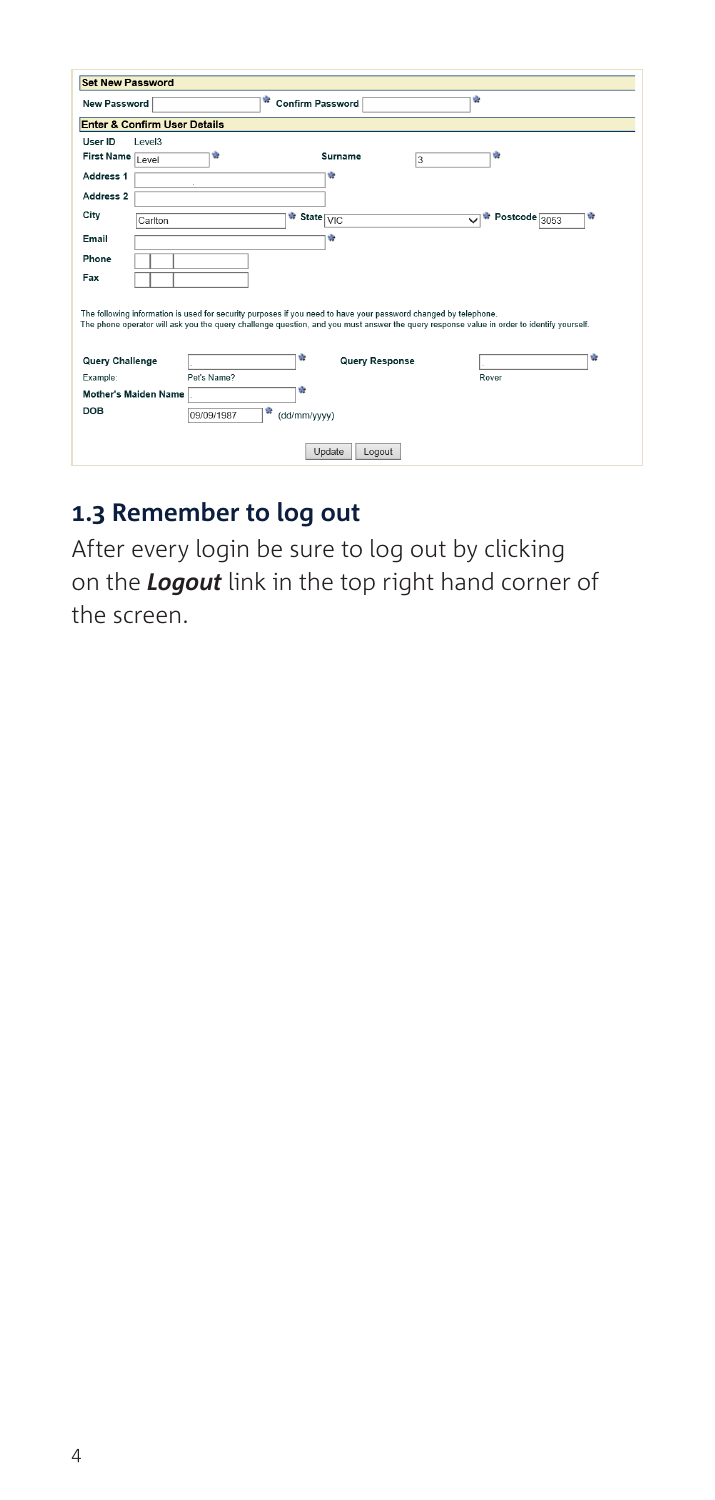**Set New Password**

| New Password | | * | Confirm Password | | * |
|---|---|---|---|---|---|

**Enter & Confirm User Details**

| | | | | | |
|---|---|---|---|---|---|
| User ID | Level3 | | | | |
| First Name | Level * | | Surname | 3 * | |
| Address 1 | * | | | | |
| Address 2 | | | | | |
| City | Carlton | * | State VIC | * | Postcode 3053 * |
| Email | * | | | | |
| Phone | | | | | |
| Fax | | | | | |

The following information is used for security purposes if you need to have your password changed by telephone.
The phone operator will ask you the query challenge question, and you must answer the query response value in order to identify yourself.

| | | | | |
|---|---|---|---|---|
| Query Challenge | * | Query Response | | * |
| Example: | Pet's Name? | | Rover | |
| Mother's Maiden Name | * | | | |
| DOB | 09/09/1987 * (dd/mm/yyyy) | | | |

Update | Logout

## 1.3 Remember to log out

After every login be sure to log out by clicking on the ***Logout*** link in the top right hand corner of the screen.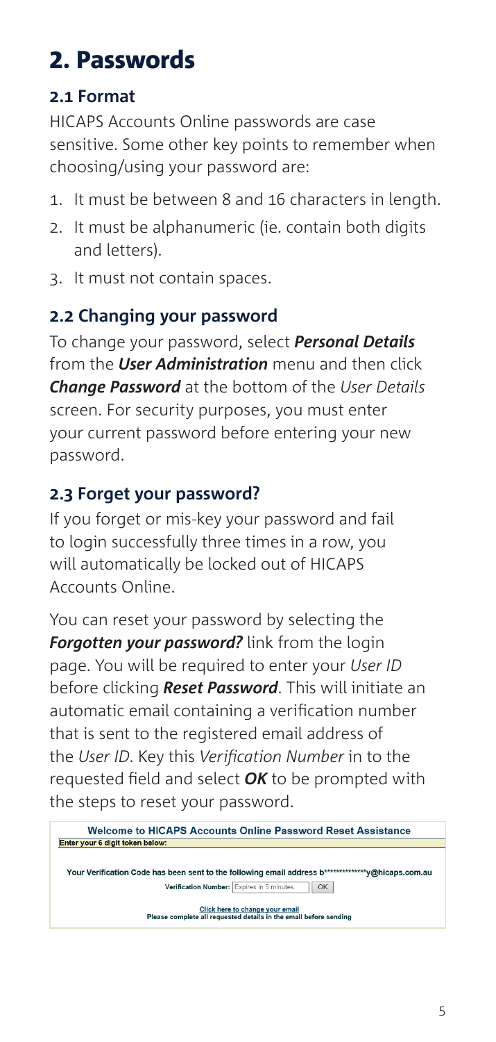# 2. Passwords

## 2.1 Format

HICAPS Accounts Online passwords are case sensitive. Some other key points to remember when choosing/using your password are:

1. It must be between 8 and 16 characters in length.
2. It must be alphanumeric (ie. contain both digits and letters).
3. It must not contain spaces.

## 2.2 Changing your password

To change your password, select ***Personal Details*** from the ***User Administration*** menu and then click ***Change Password*** at the bottom of the *User Details* screen. For security purposes, you must enter your current password before entering your new password.

## 2.3 Forget your password?

If you forget or mis-key your password and fail to login successfully three times in a row, you will automatically be locked out of HICAPS Accounts Online.

You can reset your password by selecting the ***Forgotten your password?*** link from the login page. You will be required to enter your *User ID* before clicking ***Reset Password***. This will initiate an automatic email containing a verification number that is sent to the registered email address of the *User ID*. Key this *Verification Number* in to the requested field and select ***OK*** to be prompted with the steps to reset your password.

**Welcome to HICAPS Accounts Online Password Reset Assistance**

**Enter your 6 digit token below:**

**Your Verification Code has been sent to the following email address b**************y@hicaps.com.au**

**Verification Number:** Expires in 5 minutes OK

**Click here to change your email**
**Please complete all requested details in the email before sending**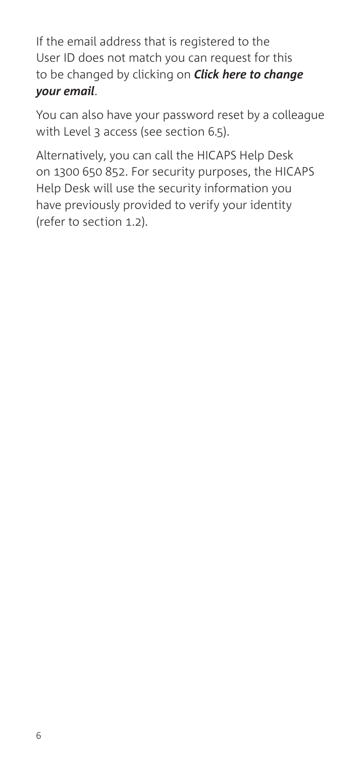If the email address that is registered to the User ID does not match you can request for this to be changed by clicking on ***Click here to change your email***.

You can also have your password reset by a colleague with Level 3 access (see section 6.5).

Alternatively, you can call the HICAPS Help Desk on 1300 650 852. For security purposes, the HICAPS Help Desk will use the security information you have previously provided to verify your identity (refer to section 1.2).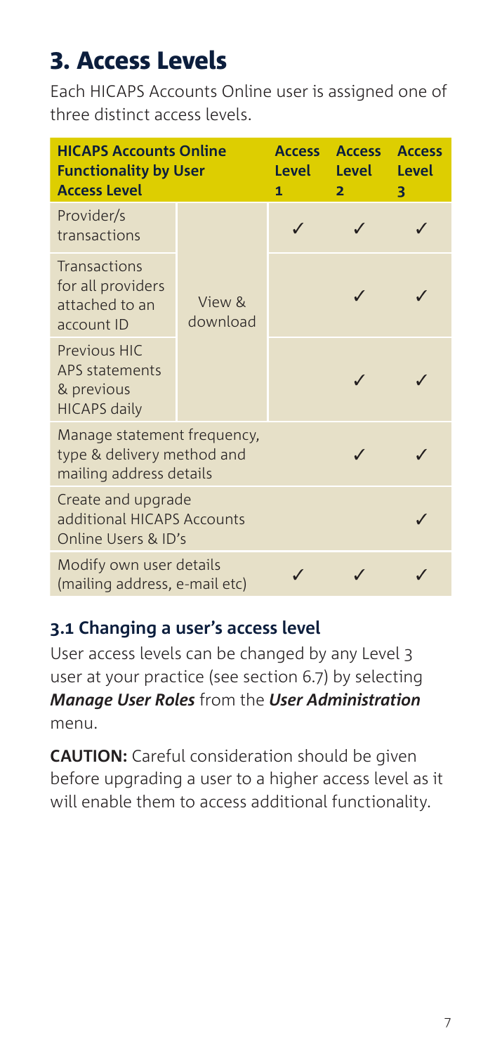# 3. Access Levels

Each HICAPS Accounts Online user is assigned one of three distinct access levels.

| HICAPS Accounts Online Functionality by User Access Level | | Access Level 1 | Access Level 2 | Access Level 3 |
|---|---|---|---|---|
| Provider/s transactions | View & download | ✓ | ✓ | ✓ |
| Transactions for all providers attached to an account ID | | | ✓ | ✓ |
| Previous HICAPS statements & previous HICAPS daily | | | ✓ | ✓ |
| Manage statement frequency, type & delivery method and mailing address details | | | ✓ | ✓ |
| Create and upgrade additional HICAPS Accounts Online Users & ID's | | | | ✓ |
| Modify own user details (mailing address, e-mail etc) | | ✓ | ✓ | ✓ |

## 3.1 Changing a user's access level

User access levels can be changed by any Level 3 user at your practice (see section 6.7) by selecting ***Manage User Roles*** from the ***User Administration*** menu.

**CAUTION:** Careful consideration should be given before upgrading a user to a higher access level as it will enable them to access additional functionality.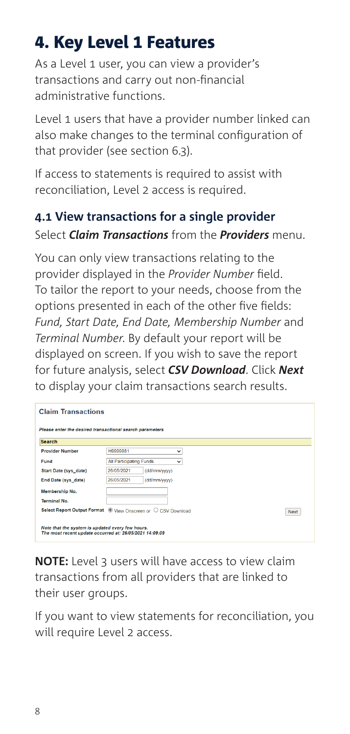# 4. Key Level 1 Features

As a Level 1 user, you can view a provider's transactions and carry out non-financial administrative functions.

Level 1 users that have a provider number linked can also make changes to the terminal configuration of that provider (see section 6.3).

If access to statements is required to assist with reconciliation, Level 2 access is required.

## 4.1 View transactions for a single provider

Select ***Claim Transactions*** from the ***Providers*** menu.

You can only view transactions relating to the provider displayed in the *Provider Number* field. To tailor the report to your needs, choose from the options presented in each of the other five fields: *Fund, Start Date, End Date, Membership Number* and *Terminal Number*. By default your report will be displayed on screen. If you wish to save the report for future analysis, select ***CSV Download***. Click ***Next*** to display your claim transactions search results.

**Claim Transactions**

*Please enter the desired transactional search parameters*

| Search | |
|---|---|
| Provider Number | H9999981 |
| Fund | All Participating Funds |
| Start Date (sys_date) | 26/05/2021 (dd/mm/yyyy) |
| End Date (sys_date) | 26/05/2021 (dd/mm/yyyy) |
| Membership No. | |
| Terminal No. | |
| Select Report Output Format | ◉ View Onscreen or ○ CSV Download — Next |

*Note that the system is updated every few hours. The most recent update occurred at: 26/05/2021 14:09:09*

**NOTE:** Level 3 users will have access to view claim transactions from all providers that are linked to their user groups.

If you want to view statements for reconciliation, you will require Level 2 access.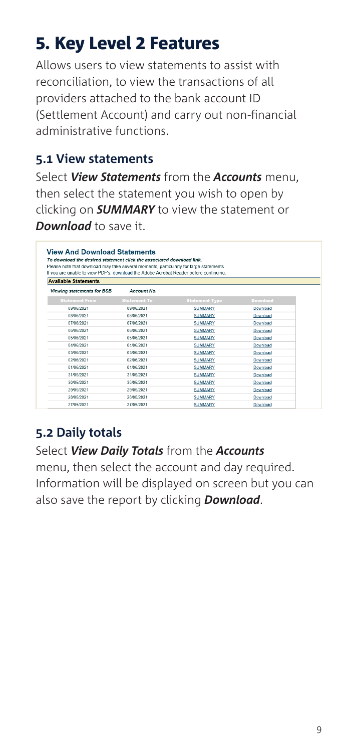# 5. Key Level 2 Features

Allows users to view statements to assist with reconciliation, to view the transactions of all providers attached to the bank account ID (Settlement Account) and carry out non-financial administrative functions.

## 5.1 View statements

Select ***View Statements*** from the ***Accounts*** menu, then select the statement you wish to open by clicking on ***SUMMARY*** to view the statement or ***Download*** to save it.

**View And Download Statements**

*To download the desired statement click the associated download link.*

Please note that download may take several moments, particularly for large statements.

If you are unable to view PDF's, download the Adobe Acrobat Reader before continuing.

**Available Statements**

***Viewing statements for BSB*** ***Account No.***

| Statement From | Statement To | Statement Type | Download |
|---|---|---|---|
| 09/06/2021 | 09/06/2021 | SUMMARY | Download |
| 08/06/2021 | 08/06/2021 | SUMMARY | Download |
| 07/06/2021 | 07/06/2021 | SUMMARY | Download |
| 06/06/2021 | 06/06/2021 | SUMMARY | Download |
| 05/06/2021 | 05/06/2021 | SUMMARY | Download |
| 04/06/2021 | 04/06/2021 | SUMMARY | Download |
| 03/06/2021 | 03/06/2021 | SUMMARY | Download |
| 02/06/2021 | 02/06/2021 | SUMMARY | Download |
| 01/06/2021 | 01/06/2021 | SUMMARY | Download |
| 31/05/2021 | 31/05/2021 | SUMMARY | Download |
| 30/05/2021 | 30/05/2021 | SUMMARY | Download |
| 29/05/2021 | 29/05/2021 | SUMMARY | Download |
| 28/05/2021 | 28/05/2021 | SUMMARY | Download |
| 27/05/2021 | 27/05/2021 | SUMMARY | Download |

## 5.2 Daily totals

Select ***View Daily Totals*** from the ***Accounts*** menu, then select the account and day required. Information will be displayed on screen but you can also save the report by clicking ***Download***.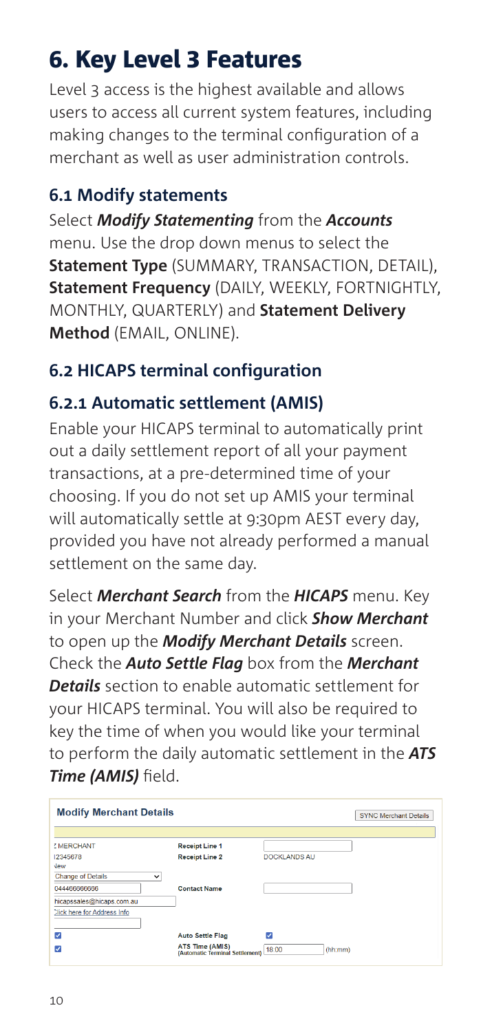# 6. Key Level 3 Features

Level 3 access is the highest available and allows users to access all current system features, including making changes to the terminal configuration of a merchant as well as user administration controls.

## 6.1 Modify statements

Select ***Modify Statementing*** from the ***Accounts*** menu. Use the drop down menus to select the **Statement Type** (SUMMARY, TRANSACTION, DETAIL), **Statement Frequency** (DAILY, WEEKLY, FORTNIGHTLY, MONTHLY, QUARTERLY) and **Statement Delivery Method** (EMAIL, ONLINE).

## 6.2 HICAPS terminal configuration

### 6.2.1 Automatic settlement (AMIS)

Enable your HICAPS terminal to automatically print out a daily settlement report of all your payment transactions, at a pre-determined time of your choosing. If you do not set up AMIS your terminal will automatically settle at 9:30pm AEST every day, provided you have not already performed a manual settlement on the same day.

Select ***Merchant Search*** from the ***HICAPS*** menu. Key in your Merchant Number and click ***Show Merchant*** to open up the ***Modify Merchant Details*** screen. Check the ***Auto Settle Flag*** box from the ***Merchant Details*** section to enable automatic settlement for your HICAPS terminal. You will also be required to key the time of when you would like your terminal to perform the daily automatic settlement in the ***ATS Time (AMIS)*** field.

**Modify Merchant Details** | SYNC Merchant Details

| | | |
|---|---|---|
| Z MERCHANT | Receipt Line 1 | |
| 12345678 | Receipt Line 2 | DOCKLANDS AU |
| New | | |
| Change of Details | | |
| 0444666666666 | Contact Name | |
| hicapssales@hicaps.com.au | | |
| Click here for Address Info | | |
| ☑ | Auto Settle Flag | ☑ |
| ☑ | ATS Time (AMIS) (Automatic Terminal Settlement) | 18:00 (hh:mm) |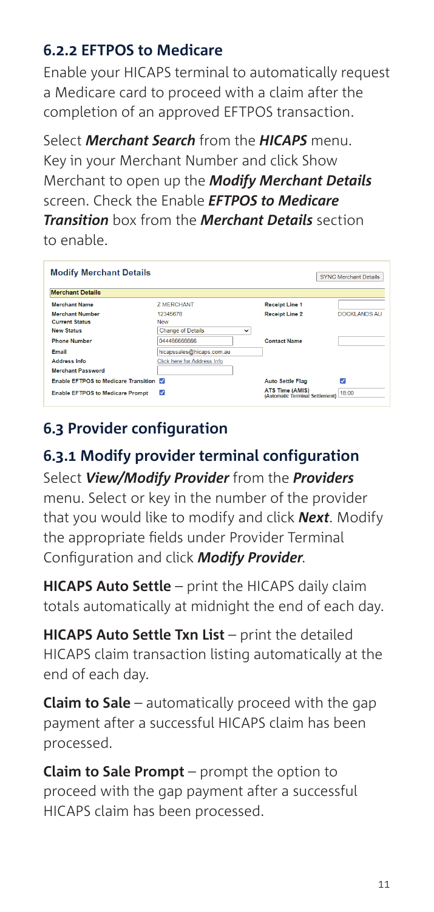### 6.2.2 EFTPOS to Medicare

Enable your HICAPS terminal to automatically request a Medicare card to proceed with a claim after the completion of an approved EFTPOS transaction.

Select ***Merchant Search*** from the ***HICAPS*** menu. Key in your Merchant Number and click Show Merchant to open up the ***Modify Merchant Details*** screen. Check the Enable ***EFTPOS to Medicare Transition*** box from the ***Merchant Details*** section to enable.

**Modify Merchant Details** | SYNC Merchant Details

| Merchant Details | | | |
|---|---|---|---|
| **Merchant Name** | Z MERCHANT | **Receipt Line 1** | |
| **Merchant Number** | 12345678 | **Receipt Line 2** | DOCKLANDS AU |
| **Current Status** | New | | |
| **New Status** | Change of Details | | |
| **Phone Number** | 044466666666 | **Contact Name** | |
| **Email** | hicapssales@hicaps.com.au | | |
| **Address Info** | Click here for Address Info | | |
| **Merchant Password** | | | |
| **Enable EFTPOS to Medicare Transition** | ☑ | **Auto Settle Flag** | ☑ |
| **Enable EFTPOS to Medicare Prompt** | ☑ | **ATS Time (AMIS) (Automatic Terminal Settlement)** | 18:00 |

## 6.3 Provider configuration

### 6.3.1 Modify provider terminal configuration

Select ***View/Modify Provider*** from the ***Providers*** menu. Select or key in the number of the provider that you would like to modify and click ***Next***. Modify the appropriate fields under Provider Terminal Configuration and click ***Modify Provider***.

**HICAPS Auto Settle** – print the HICAPS daily claim totals automatically at midnight the end of each day.

**HICAPS Auto Settle Txn List** – print the detailed HICAPS claim transaction listing automatically at the end of each day.

**Claim to Sale** – automatically proceed with the gap payment after a successful HICAPS claim has been processed.

**Claim to Sale Prompt** – prompt the option to proceed with the gap payment after a successful HICAPS claim has been processed.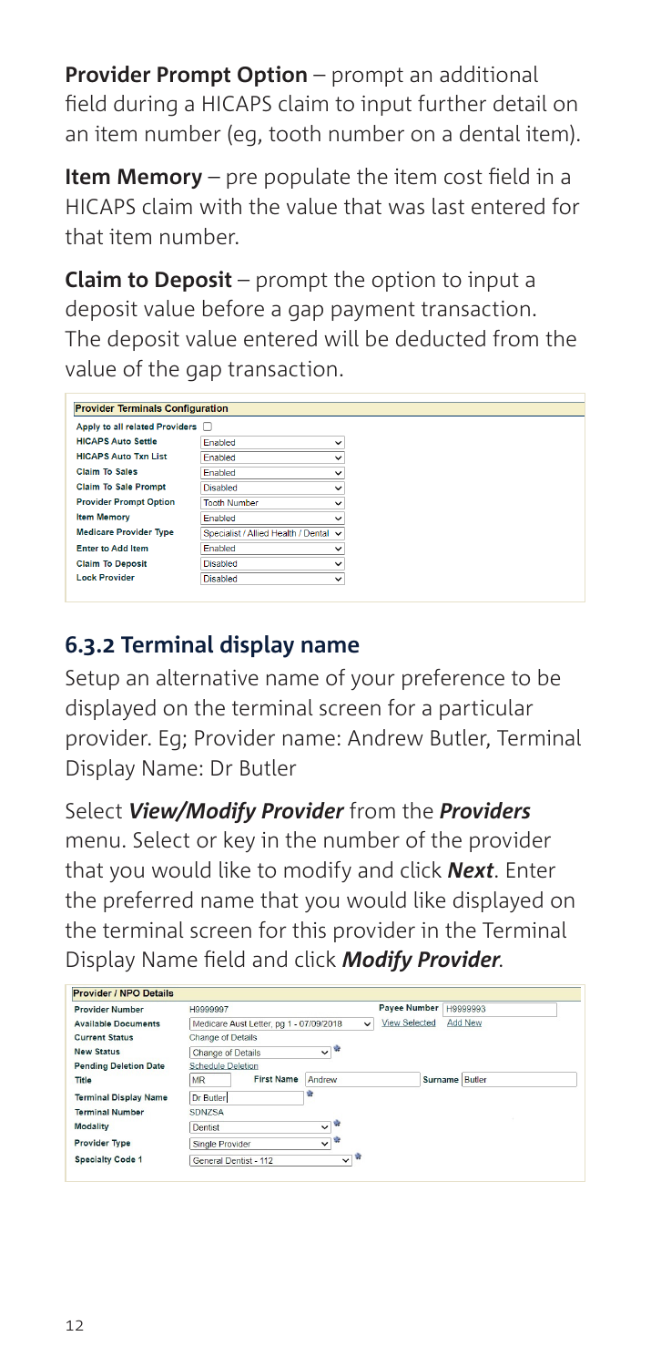**Provider Prompt Option** – prompt an additional field during a HICAPS claim to input further detail on an item number (eg, tooth number on a dental item).

**Item Memory** – pre populate the item cost field in a HICAPS claim with the value that was last entered for that item number.

**Claim to Deposit** – prompt the option to input a deposit value before a gap payment transaction. The deposit value entered will be deducted from the value of the gap transaction.

| Provider Terminals Configuration | |
|---|---|
| Apply to all related Providers | ☐ |
| HICAPS Auto Settle | Enabled |
| HICAPS Auto Txn List | Enabled |
| Claim To Sales | Enabled |
| Claim To Sale Prompt | Disabled |
| Provider Prompt Option | Tooth Number |
| Item Memory | Enabled |
| Medicare Provider Type | Specialist / Allied Health / Dental |
| Enter to Add Item | Enabled |
| Claim To Deposit | Disabled |
| Lock Provider | Disabled |

## 6.3.2 Terminal display name

Setup an alternative name of your preference to be displayed on the terminal screen for a particular provider. Eg; Provider name: Andrew Butler, Terminal Display Name: Dr Butler

Select ***View/Modify Provider*** from the ***Providers*** menu. Select or key in the number of the provider that you would like to modify and click ***Next***. Enter the preferred name that you would like displayed on the terminal screen for this provider in the Terminal Display Name field and click ***Modify Provider***.

| Provider / NPO Details | |
|---|---|
| Provider Number | H9999997 — Payee Number: H9999993 |
| Available Documents | Medicare Aust Letter, pg 1 - 07/09/2018 — View Selected — Add New |
| Current Status | Change of Details |
| New Status | Change of Details |
| Pending Deletion Date | Schedule Deletion |
| Title | MR — First Name: Andrew — Surname: Butler |
| Terminal Display Name | Dr Butler |
| Terminal Number | SDNZSA |
| Modality | Dentist |
| Provider Type | Single Provider |
| Specialty Code 1 | General Dentist - 112 |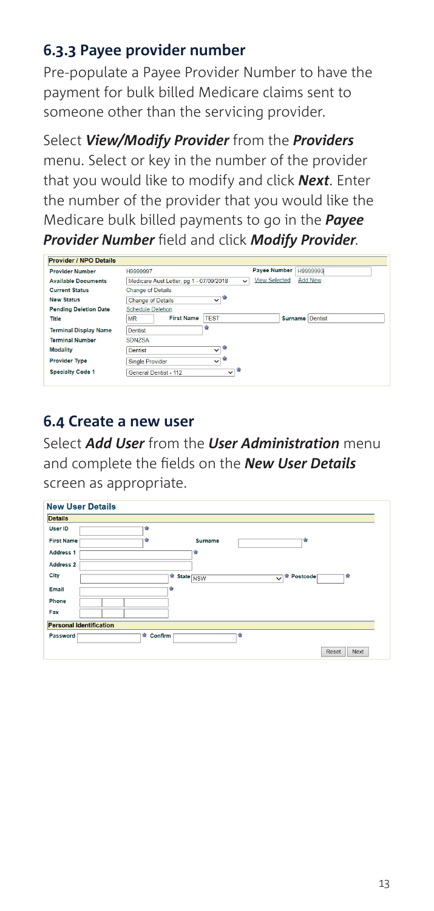### 6.3.3 Payee provider number

Pre-populate a Payee Provider Number to have the payment for bulk billed Medicare claims sent to someone other than the servicing provider.

Select ***View/Modify Provider*** from the ***Providers*** menu. Select or key in the number of the provider that you would like to modify and click ***Next***. Enter the number of the provider that you would like the Medicare bulk billed payments to go in the ***Payee Provider Number*** field and click ***Modify Provider***.

| Provider / NPO Details | | | |
|---|---|---|---|
| Provider Number | H9999997 | Payee Number | H9999993 |
| Available Documents | Medicare Aust Letter, pg 1 - 07/09/2018 | View Selected | Add New |
| Current Status | Change of Details | | |
| New Status | Change of Details | | |
| Pending Deletion Date | Schedule Deletion | | |
| Title | MR First Name TEST | Surname | Dentist |
| Terminal Display Name | Dentist | | |
| Terminal Number | SDNZSA | | |
| Modality | Dentist | | |
| Provider Type | Single Provider | | |
| Specialty Code 1 | General Dentist - 112 | | |

### 6.4 Create a new user

Select ***Add User*** from the ***User Administration*** menu and complete the fields on the ***New User Details*** screen as appropriate.

| New User Details | | | |
|---|---|---|---|
| **Details** | | | |
| User ID | | | |
| First Name | | Surname | |
| Address 1 | | | |
| Address 2 | | | |
| City | | State NSW | Postcode |
| Email | | | |
| Phone | | | |
| Fax | | | |
| **Personal Identification** | | | |
| Password | | Confirm | |
| | | | Reset Next |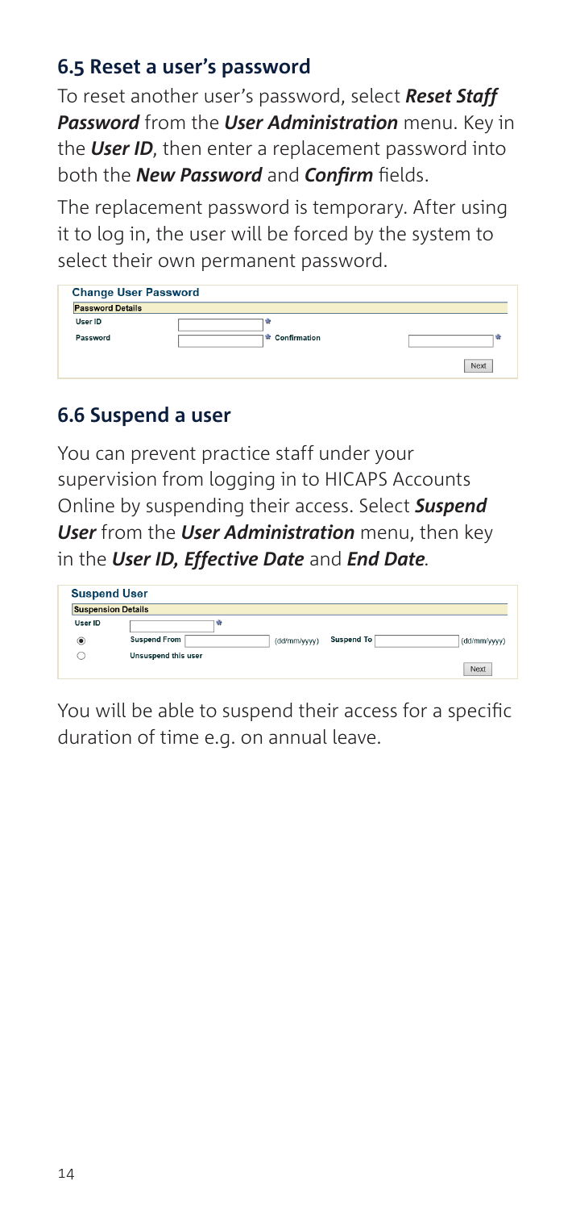## 6.5 Reset a user's password

To reset another user's password, select ***Reset Staff Password*** from the ***User Administration*** menu. Key in the ***User ID***, then enter a replacement password into both the ***New Password*** and ***Confirm*** fields.

The replacement password is temporary. After using it to log in, the user will be forced by the system to select their own permanent password.

**Change User Password**

**Password Details**

User ID *

Password * Confirmation *

Next

## 6.6 Suspend a user

You can prevent practice staff under your supervision from logging in to HICAPS Accounts Online by suspending their access. Select ***Suspend User*** from the ***User Administration*** menu, then key in the ***User ID, Effective Date*** and ***End Date***.

**Suspend User**

**Suspension Details**

User ID *

Suspend From (dd/mm/yyyy) Suspend To (dd/mm/yyyy)

Unsuspend this user

Next

You will be able to suspend their access for a specific duration of time e.g. on annual leave.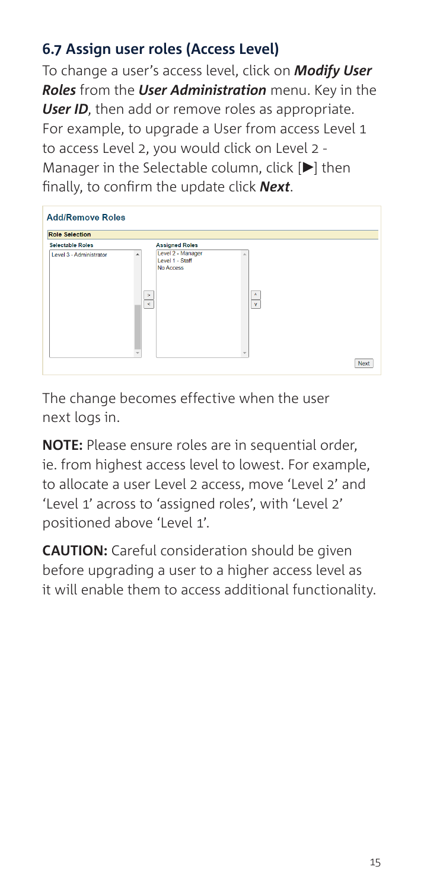## 6.7 Assign user roles (Access Level)

To change a user's access level, click on ***Modify User Roles*** from the ***User Administration*** menu. Key in the ***User ID***, then add or remove roles as appropriate. For example, to upgrade a User from access Level 1 to access Level 2, you would click on Level 2 - Manager in the Selectable column, click [▶] then finally, to confirm the update click ***Next***.

**Add/Remove Roles**

**Role Selection**

| Selectable Roles | Assigned Roles |
| --- | --- |
| Level 3 - Administrator | Level 2 - Manager |
| | Level 1 - Staff |
| | No Access |

Next

The change becomes effective when the user next logs in.

**NOTE:** Please ensure roles are in sequential order, ie. from highest access level to lowest. For example, to allocate a user Level 2 access, move 'Level 2' and 'Level 1' across to 'assigned roles', with 'Level 2' positioned above 'Level 1'.

**CAUTION:** Careful consideration should be given before upgrading a user to a higher access level as it will enable them to access additional functionality.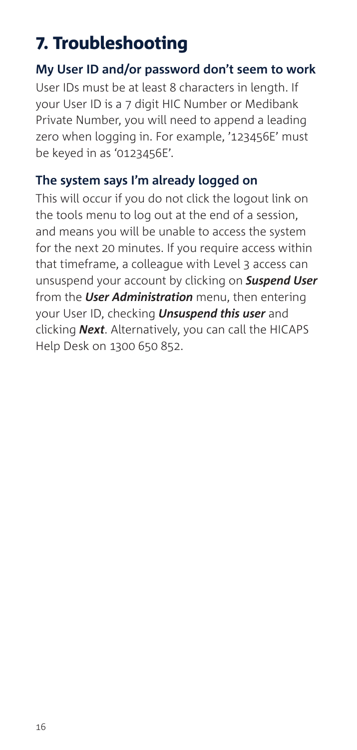# 7. Troubleshooting

### My User ID and/or password don't seem to work

User IDs must be at least 8 characters in length. If your User ID is a 7 digit HIC Number or Medibank Private Number, you will need to append a leading zero when logging in. For example, '123456E' must be keyed in as '0123456E'.

### The system says I'm already logged on

This will occur if you do not click the logout link on the tools menu to log out at the end of a session, and means you will be unable to access the system for the next 20 minutes. If you require access within that timeframe, a colleague with Level 3 access can unsuspend your account by clicking on ***Suspend User*** from the ***User Administration*** menu, then entering your User ID, checking ***Unsuspend this user*** and clicking ***Next***. Alternatively, you can call the HICAPS Help Desk on 1300 650 852.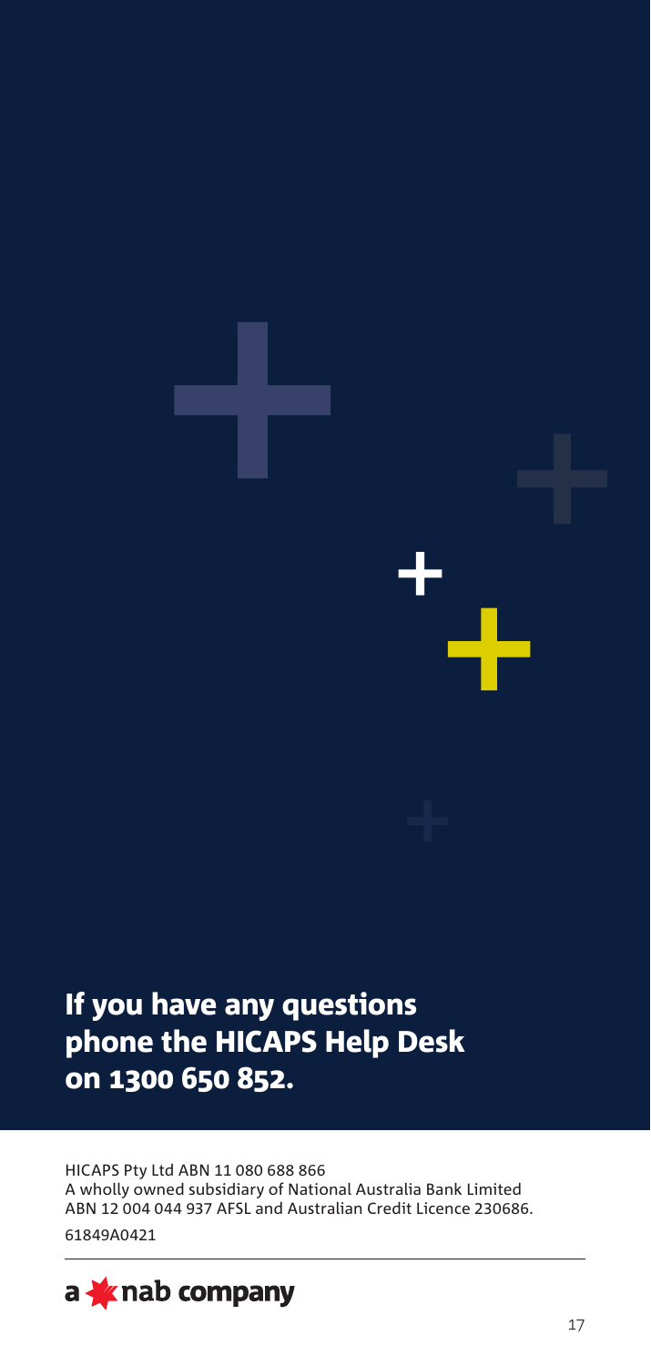**If you have any questions phone the HICAPS Help Desk on 1300 650 852.**

HICAPS Pty Ltd ABN 11 080 688 866
A wholly owned subsidiary of National Australia Bank Limited ABN 12 004 044 937 AFSL and Australian Credit Licence 230686.

61849A0421

a nab company